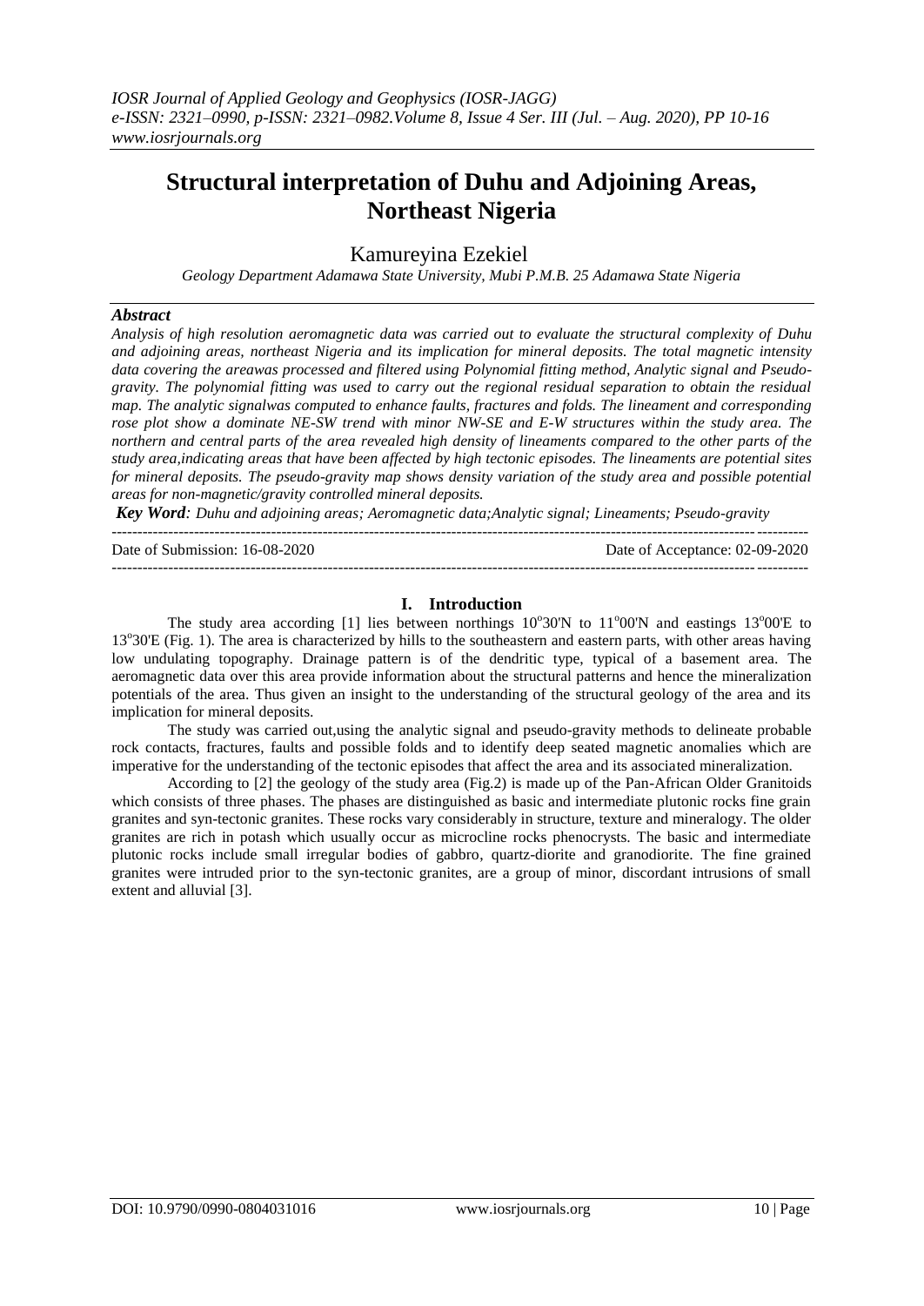# Structural interpretation of Duhu and Adjoining Areas, Northeast Nigeria

Kamureyina Ezekiel

*Geology Department Adamawa State University, Mubi P.M.B. 25 Adamawa State Nigeria*

## *Abstract*

*Analysis of high resolution aeromagnetic data was carried out to evaluate the structural complexity of Duhu and adjoining areas, northeast Nigeria and its implication for mineral deposits. The total magnetic intensity data covering the areawas processed and filtered using Polynomial fitting method, Analytic signal and Pseudo-gravity. The polynomial fitting was used to carry out the regional residual separation to obtain the residual map. The analytic signalwas computed to enhance faults, fractures and folds. The lineament and corresponding rose plot show a dominate NE-SW trend with minor NW-SE and E-W structures within the study area. The northern and central parts of the area revealed high density of lineaments compared to the other parts of the study area,indicating areas that have been affected by high tectonic episodes. The lineaments are potential sites for mineral deposits. The pseudo-gravity map shows density variation of the study area and possible potential areas for non-magnetic/gravity controlled mineral deposits.*

***Key Word****: Duhu and adjoining areas; Aeromagnetic data;Analytic signal; Lineaments; Pseudo-gravity*

---

Date of Submission: 16-08-2020 Date of Acceptance: 02-09-2020

---

## I. Introduction

The study area according [1] lies between northings 10°30'N to 11°00'N and eastings 13°00'E to 13°30'E (Fig. 1). The area is characterized by hills to the southeastern and eastern parts, with other areas having low undulating topography. Drainage pattern is of the dendritic type, typical of a basement area. The aeromagnetic data over this area provide information about the structural patterns and hence the mineralization potentials of the area. Thus given an insight to the understanding of the structural geology of the area and its implication for mineral deposits.

The study was carried out,using the analytic signal and pseudo-gravity methods to delineate probable rock contacts, fractures, faults and possible folds and to identify deep seated magnetic anomalies which are imperative for the understanding of the tectonic episodes that affect the area and its associated mineralization.

According to [2] the geology of the study area (Fig.2) is made up of the Pan-African Older Granitoids which consists of three phases. The phases are distinguished as basic and intermediate plutonic rocks fine grain granites and syn-tectonic granites. These rocks vary considerably in structure, texture and mineralogy. The older granites are rich in potash which usually occur as microcline rocks phenocrysts. The basic and intermediate plutonic rocks include small irregular bodies of gabbro, quartz-diorite and granodiorite. The fine grained granites were intruded prior to the syn-tectonic granites, are a group of minor, discordant intrusions of small extent and alluvial [3].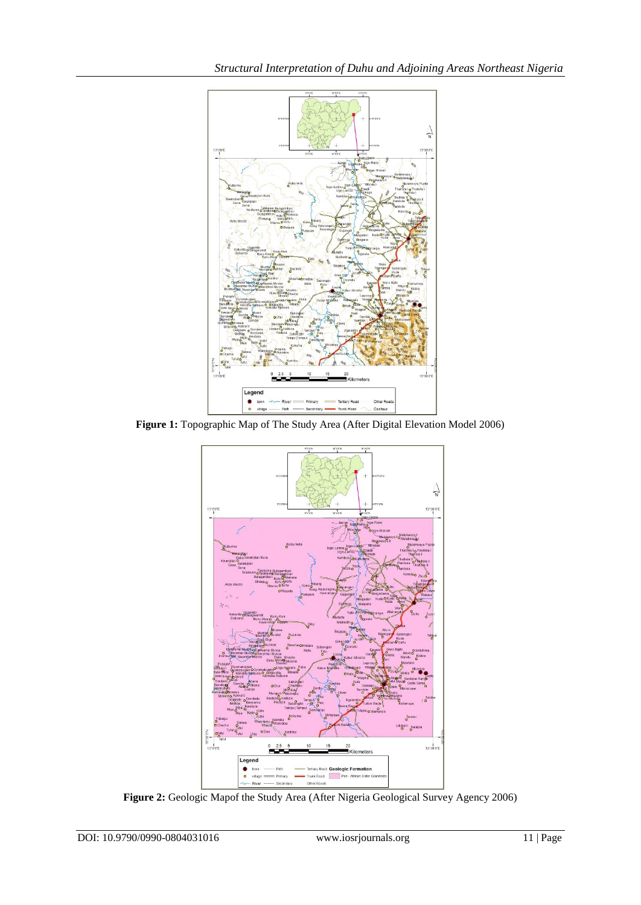**Figure 1:** Topographic Map of The Study Area (After Digital Elevation Model 2006)

**Figure 2:** Geologic Mapof the Study Area (After Nigeria Geological Survey Agency 2006)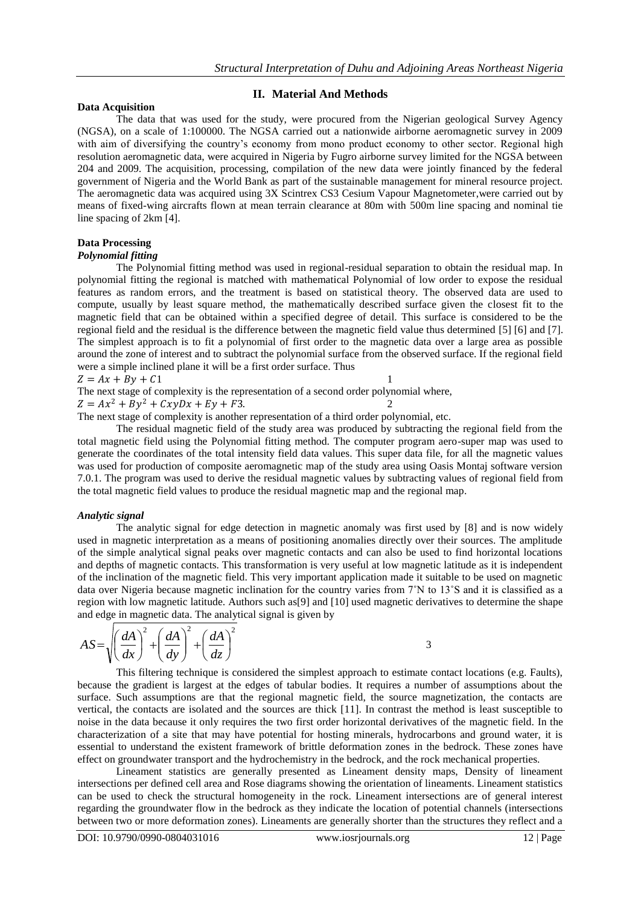## II. Material And Methods

### Data Acquisition

The data that was used for the study, were procured from the Nigerian geological Survey Agency (NGSA), on a scale of 1:100000. The NGSA carried out a nationwide airborne aeromagnetic survey in 2009 with aim of diversifying the country's economy from mono product economy to other sector. Regional high resolution aeromagnetic data, were acquired in Nigeria by Fugro airborne survey limited for the NGSA between 204 and 2009. The acquisition, processing, compilation of the new data were jointly financed by the federal government of Nigeria and the World Bank as part of the sustainable management for mineral resource project. The aeromagnetic data was acquired using 3X Scintrex CS3 Cesium Vapour Magnetometer,were carried out by means of fixed-wing aircrafts flown at mean terrain clearance at 80m with 500m line spacing and nominal tie line spacing of 2km [4].

### Data Processing

#### *Polynomial fitting*

The Polynomial fitting method was used in regional-residual separation to obtain the residual map. In polynomial fitting the regional is matched with mathematical Polynomial of low order to expose the residual features as random errors, and the treatment is based on statistical theory. The observed data are used to compute, usually by least square method, the mathematically described surface given the closest fit to the magnetic field that can be obtained within a specified degree of detail. This surface is considered to be the regional field and the residual is the difference between the magnetic field value thus determined [5] [6] and [7]. The simplest approach is to fit a polynomial of first order to the magnetic data over a large area as possible around the zone of interest and to subtract the polynomial surface from the observed surface. If the regional field were a simple inclined plane it will be a first order surface. Thus

$$Z = Ax + By + C1 \qquad 1$$

The next stage of complexity is the representation of a second order polynomial where,

$$Z = Ax^2 + By^2 + CxyDx + Ey + F3. \qquad 2$$

The next stage of complexity is another representation of a third order polynomial, etc.

The residual magnetic field of the study area was produced by subtracting the regional field from the total magnetic field using the Polynomial fitting method. The computer program aero-super map was used to generate the coordinates of the total intensity field data values. This super data file, for all the magnetic values was used for production of composite aeromagnetic map of the study area using Oasis Montaj software version 7.0.1. The program was used to derive the residual magnetic values by subtracting values of regional field from the total magnetic field values to produce the residual magnetic map and the regional map.

#### *Analytic signal*

The analytic signal for edge detection in magnetic anomaly was first used by [8] and is now widely used in magnetic interpretation as a means of positioning anomalies directly over their sources. The amplitude of the simple analytical signal peaks over magnetic contacts and can also be used to find horizontal locations and depths of magnetic contacts. This transformation is very useful at low magnetic latitude as it is independent of the inclination of the magnetic field. This very important application made it suitable to be used on magnetic data over Nigeria because magnetic inclination for the country varies from 7˚N to 13˚S and it is classified as a region with low magnetic latitude. Authors such as[9] and [10] used magnetic derivatives to determine the shape and edge in magnetic data. The analytical signal is given by

$$AS = \sqrt{\left(\frac{dA}{dx}\right)^2 + \left(\frac{dA}{dy}\right)^2 + \left(\frac{dA}{dz}\right)^2} \qquad 3$$

This filtering technique is considered the simplest approach to estimate contact locations (e.g. Faults), because the gradient is largest at the edges of tabular bodies. It requires a number of assumptions about the surface. Such assumptions are that the regional magnetic field, the source magnetization, the contacts are vertical, the contacts are isolated and the sources are thick [11]. In contrast the method is least susceptible to noise in the data because it only requires the two first order horizontal derivatives of the magnetic field. In the characterization of a site that may have potential for hosting minerals, hydrocarbons and ground water, it is essential to understand the existent framework of brittle deformation zones in the bedrock. These zones have effect on groundwater transport and the hydrochemistry in the bedrock, and the rock mechanical properties.

Lineament statistics are generally presented as Lineament density maps, Density of lineament intersections per defined cell area and Rose diagrams showing the orientation of lineaments. Lineament statistics can be used to check the structural homogeneity in the rock. Lineament intersections are of general interest regarding the groundwater flow in the bedrock as they indicate the location of potential channels (intersections between two or more deformation zones). Lineaments are generally shorter than the structures they reflect and a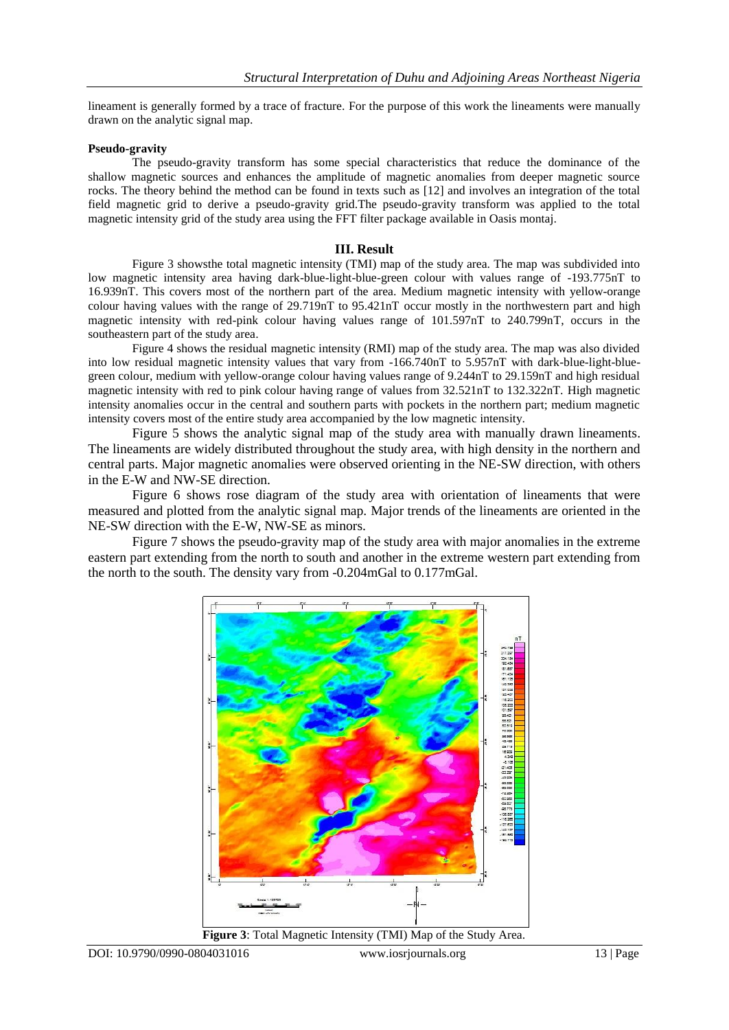lineament is generally formed by a trace of fracture. For the purpose of this work the lineaments were manually drawn on the analytic signal map.

**Pseudo-gravity**

The pseudo-gravity transform has some special characteristics that reduce the dominance of the shallow magnetic sources and enhances the amplitude of magnetic anomalies from deeper magnetic source rocks. The theory behind the method can be found in texts such as [12] and involves an integration of the total field magnetic grid to derive a pseudo-gravity grid.The pseudo-gravity transform was applied to the total magnetic intensity grid of the study area using the FFT filter package available in Oasis montaj.

## III. Result

Figure 3 showsthe total magnetic intensity (TMI) map of the study area. The map was subdivided into low magnetic intensity area having dark-blue-light-blue-green colour with values range of -193.775nT to 16.939nT. This covers most of the northern part of the area. Medium magnetic intensity with yellow-orange colour having values with the range of 29.719nT to 95.421nT occur mostly in the northwestern part and high magnetic intensity with red-pink colour having values range of 101.597nT to 240.799nT, occurs in the southeastern part of the study area.

Figure 4 shows the residual magnetic intensity (RMI) map of the study area. The map was also divided into low residual magnetic intensity values that vary from -166.740nT to 5.957nT with dark-blue-light-blue-green colour, medium with yellow-orange colour having values range of 9.244nT to 29.159nT and high residual magnetic intensity with red to pink colour having range of values from 32.521nT to 132.322nT. High magnetic intensity anomalies occur in the central and southern parts with pockets in the northern part; medium magnetic intensity covers most of the entire study area accompanied by the low magnetic intensity.

Figure 5 shows the analytic signal map of the study area with manually drawn lineaments. The lineaments are widely distributed throughout the study area, with high density in the northern and central parts. Major magnetic anomalies were observed orienting in the NE-SW direction, with others in the E-W and NW-SE direction.

Figure 6 shows rose diagram of the study area with orientation of lineaments that were measured and plotted from the analytic signal map. Major trends of the lineaments are oriented in the NE-SW direction with the E-W, NW-SE as minors.

Figure 7 shows the pseudo-gravity map of the study area with major anomalies in the extreme eastern part extending from the north to south and another in the extreme western part extending from the north to the south. The density vary from -0.204mGal to 0.177mGal.

**Figure 3**: Total Magnetic Intensity (TMI) Map of the Study Area.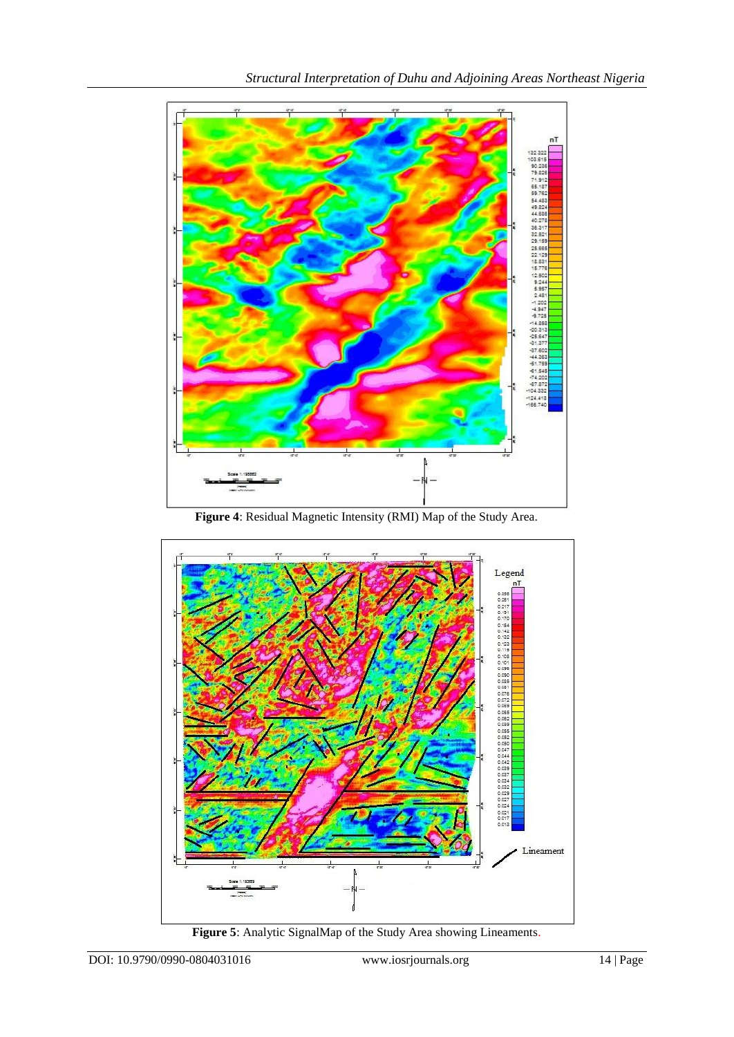**Figure 4**: Residual Magnetic Intensity (RMI) Map of the Study Area.

**Figure 5**: Analytic SignalMap of the Study Area showing Lineaments.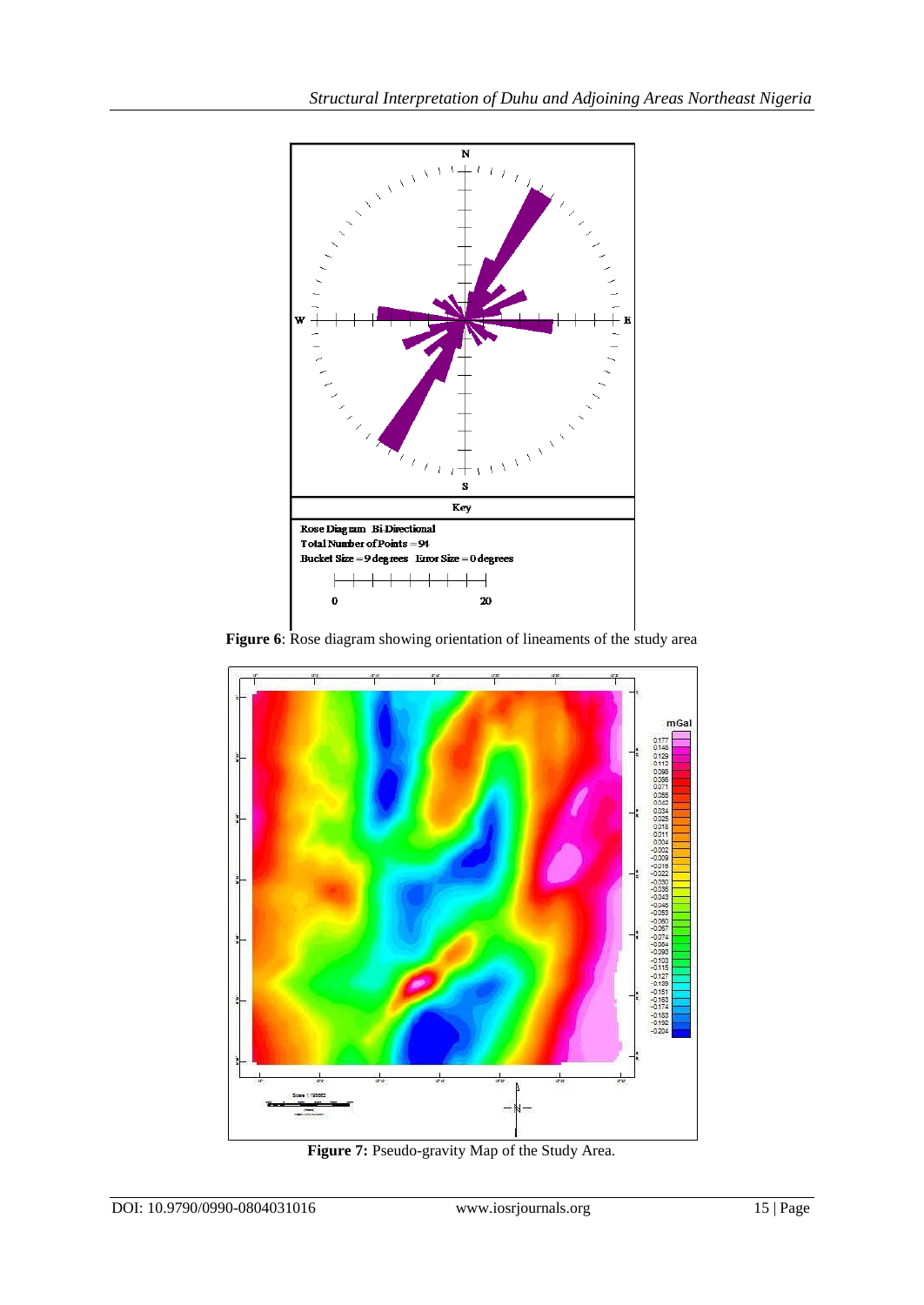Figure 6: Rose diagram showing orientation of lineaments of the study area

Figure 7: Pseudo-gravity Map of the Study Area.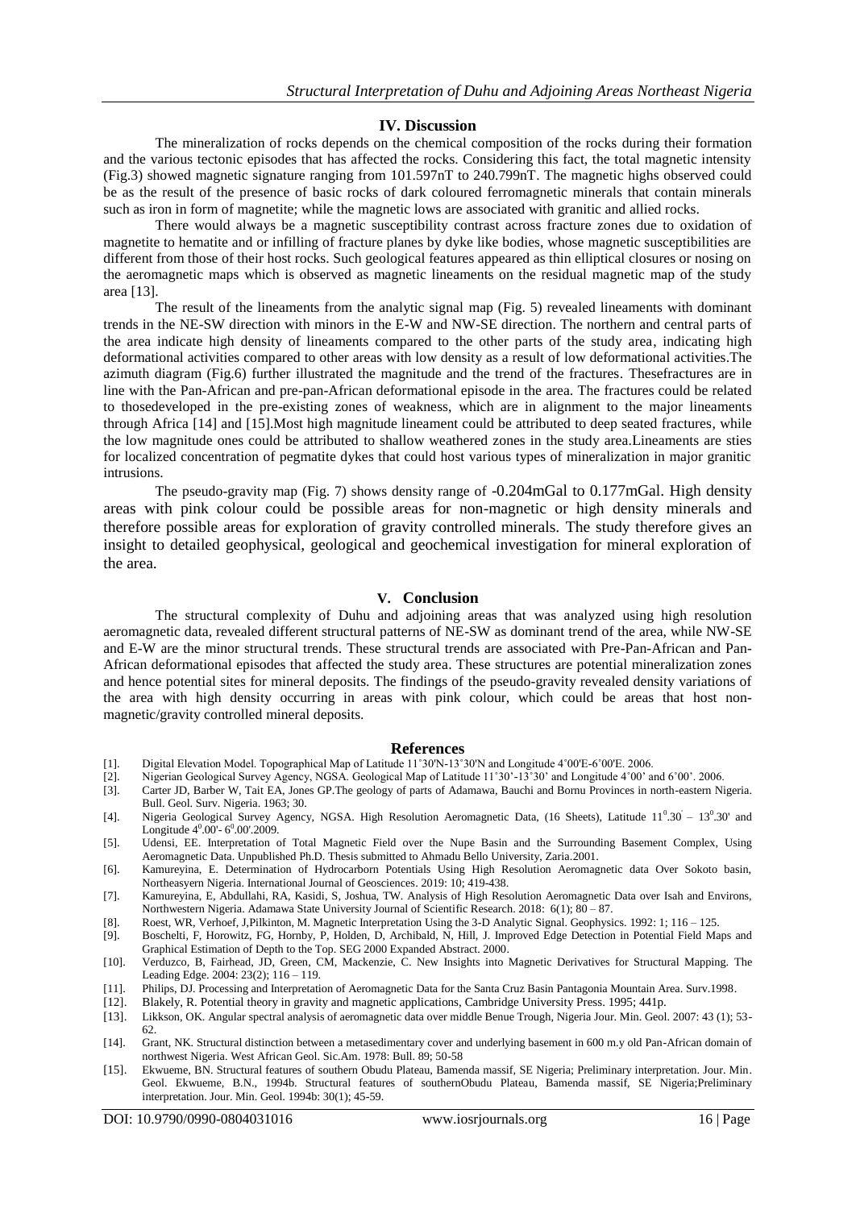## IV. Discussion

The mineralization of rocks depends on the chemical composition of the rocks during their formation and the various tectonic episodes that has affected the rocks. Considering this fact, the total magnetic intensity (Fig.3) showed magnetic signature ranging from 101.597nT to 240.799nT. The magnetic highs observed could be as the result of the presence of basic rocks of dark coloured ferromagnetic minerals that contain minerals such as iron in form of magnetite; while the magnetic lows are associated with granitic and allied rocks.

There would always be a magnetic susceptibility contrast across fracture zones due to oxidation of magnetite to hematite and or infilling of fracture planes by dyke like bodies, whose magnetic susceptibilities are different from those of their host rocks. Such geological features appeared as thin elliptical closures or nosing on the aeromagnetic maps which is observed as magnetic lineaments on the residual magnetic map of the study area [13].

The result of the lineaments from the analytic signal map (Fig. 5) revealed lineaments with dominant trends in the NE-SW direction with minors in the E-W and NW-SE direction. The northern and central parts of the area indicate high density of lineaments compared to the other parts of the study area, indicating high deformational activities compared to other areas with low density as a result of low deformational activities.The azimuth diagram (Fig.6) further illustrated the magnitude and the trend of the fractures. Thesefractures are in line with the Pan-African and pre-pan-African deformational episode in the area. The fractures could be related to thosedeveloped in the pre-existing zones of weakness, which are in alignment to the major lineaments through Africa [14] and [15].Most high magnitude lineament could be attributed to deep seated fractures, while the low magnitude ones could be attributed to shallow weathered zones in the study area.Lineaments are sties for localized concentration of pegmatite dykes that could host various types of mineralization in major granitic intrusions.

The pseudo-gravity map (Fig. 7) shows density range of -0.204mGal to 0.177mGal. High density areas with pink colour could be possible areas for non-magnetic or high density minerals and therefore possible areas for exploration of gravity controlled minerals. The study therefore gives an insight to detailed geophysical, geological and geochemical investigation for mineral exploration of the area.

## V. Conclusion

The structural complexity of Duhu and adjoining areas that was analyzed using high resolution aeromagnetic data, revealed different structural patterns of NE-SW as dominant trend of the area, while NW-SE and E-W are the minor structural trends. These structural trends are associated with Pre-Pan-African and Pan-African deformational episodes that affected the study area. These structures are potential mineralization zones and hence potential sites for mineral deposits. The findings of the pseudo-gravity revealed density variations of the area with high density occurring in areas with pink colour, which could be areas that host non-magnetic/gravity controlled mineral deposits.

## References

[1]. Digital Elevation Model. Topographical Map of Latitude 11˚30'N-13˚30'N and Longitude 4˚00'E-6˚00'E. 2006.

[2]. Nigerian Geological Survey Agency, NGSA. Geological Map of Latitude 11˚30'-13˚30' and Longitude 4˚00' and 6˚00'. 2006.

[3]. Carter JD, Barber W, Tait EA, Jones GP.The geology of parts of Adamawa, Bauchi and Bornu Provinces in north-eastern Nigeria. Bull. Geol. Surv. Nigeria. 1963; 30.

[4]. Nigeria Geological Survey Agency, NGSA. High Resolution Aeromagnetic Data, (16 Sheets), Latitude $11^0.30'$ – $13^0.30'$ and Longitude $4^0.00'$- $6^0.00'$.2009.

[5]. Udensi, EE. Interpretation of Total Magnetic Field over the Nupe Basin and the Surrounding Basement Complex, Using Aeromagnetic Data. Unpublished Ph.D. Thesis submitted to Ahmadu Bello University, Zaria.2001.

[6]. Kamureyina, E. Determination of Hydrocarborn Potentials Using High Resolution Aeromagnetic data Over Sokoto basin, Northeasyern Nigeria. International Journal of Geosciences. 2019: 10; 419-438.

[7]. Kamureyina, E, Abdullahi, RA, Kasidi, S, Joshua, TW. Analysis of High Resolution Aeromagnetic Data over Isah and Environs, Northwestern Nigeria. Adamawa State University Journal of Scientific Research. 2018: 6(1); 80 – 87.

[8]. Roest, WR, Verhoef, J,Pilkinton, M. Magnetic Interpretation Using the 3-D Analytic Signal. Geophysics. 1992: 1; 116 – 125.

[9]. Boschelti, F, Horowitz, FG, Hornby, P, Holden, D, Archibald, N, Hill, J. Improved Edge Detection in Potential Field Maps and Graphical Estimation of Depth to the Top. SEG 2000 Expanded Abstract. 2000.

[10]. Verduzco, B, Fairhead, JD, Green, CM, Mackenzie, C. New Insights into Magnetic Derivatives for Structural Mapping. The Leading Edge. 2004: 23(2); 116 – 119.

[11]. Philips, DJ. Processing and Interpretation of Aeromagnetic Data for the Santa Cruz Basin Pantagonia Mountain Area. Surv.1998.

[12]. Blakely, R. Potential theory in gravity and magnetic applications, Cambridge University Press. 1995; 441p.

[13]. Likkson, OK. Angular spectral analysis of aeromagnetic data over middle Benue Trough, Nigeria Jour. Min. Geol. 2007: 43 (1); 53-62.

[14]. Grant, NK. Structural distinction between a metasedimentary cover and underlying basement in 600 m.y old Pan-African domain of northwest Nigeria. West African Geol. Sic.Am. 1978: Bull. 89; 50-58

[15]. Ekwueme, BN. Structural features of southern Obudu Plateau, Bamenda massif, SE Nigeria; Preliminary interpretation. Jour. Min. Geol. Ekwueme, B.N., 1994b. Structural features of southernObudu Plateau, Bamenda massif, SE Nigeria;Preliminary interpretation. Jour. Min. Geol. 1994b: 30(1); 45-59.